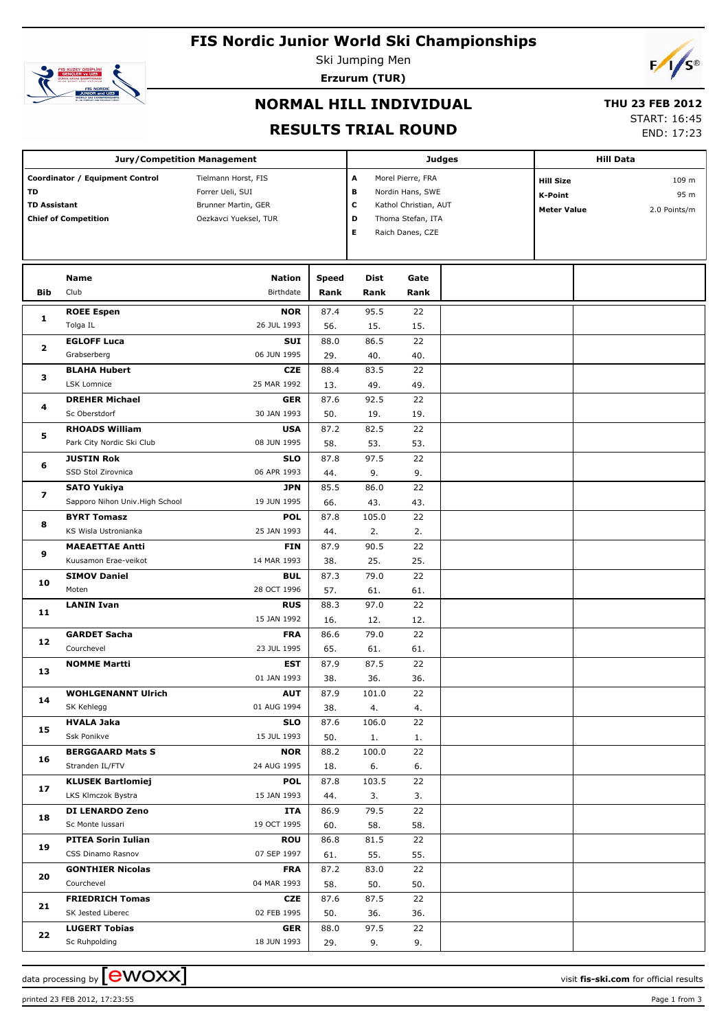# FIS Nordic Junior World Ski Championships

Ski Jumping Men

**Erzurum (TUR)**

## NORMAL HILL INDIVIDUAL

## RESULTS TRIAL ROUND

**THU 23 FEB 2012**

START: 16:45

END: 17:23

| Jury/Competition Management | | Judges | | Hill Data | |
|---|---|---|---|---|---|
| **Coordinator / Equipment Control** | Tielmann Horst, FIS | **A** | Morel Pierre, FRA | **Hill Size** | 109 m |
| **TD** | Forrer Ueli, SUI | **B** | Nordin Hans, SWE | **K-Point** | 95 m |
| **TD Assistant** | Brunner Martin, GER | **C** | Kathol Christian, AUT | **Meter Value** | 2.0 Points/m |
| **Chief of Competition** | Oezkavci Yueksel, TUR | **D** | Thoma Stefan, ITA | | |
| | | **E** | Raich Danes, CZE | | |

| Bib | Name / Club | Nation / Birthdate | Speed / Rank | Dist / Rank | Gate / Rank |
|---|---|---|---|---|---|
| 1 | **ROEE Espen** / Tolga IL | **NOR** / 26 JUL 1993 | 87.4 / 56. | 95.5 / 15. | 22 / 15. |
| 2 | **EGLOFF Luca** / Grabserberg | **SUI** / 06 JUN 1995 | 88.0 / 29. | 86.5 / 40. | 22 / 40. |
| 3 | **BLAHA Hubert** / LSK Lomnice | **CZE** / 25 MAR 1992 | 88.4 / 13. | 83.5 / 49. | 22 / 49. |
| 4 | **DREHER Michael** / Sc Oberstdorf | **GER** / 30 JAN 1993 | 87.6 / 50. | 92.5 / 19. | 22 / 19. |
| 5 | **RHOADS William** / Park City Nordic Ski Club | **USA** / 08 JUN 1995 | 87.2 / 58. | 82.5 / 53. | 22 / 53. |
| 6 | **JUSTIN Rok** / SSD Stol Zirovnica | **SLO** / 06 APR 1993 | 87.8 / 44. | 97.5 / 9. | 22 / 9. |
| 7 | **SATO Yukiya** / Sapporo Nihon Univ.High School | **JPN** / 19 JUN 1995 | 85.5 / 66. | 86.0 / 43. | 22 / 43. |
| 8 | **BYRT Tomasz** / KS Wisla Ustronianka | **POL** / 25 JAN 1993 | 87.8 / 44. | 105.0 / 2. | 22 / 2. |
| 9 | **MAEAETTAE Antti** / Kuusamon Erae-veikot | **FIN** / 14 MAR 1993 | 87.9 / 38. | 90.5 / 25. | 22 / 25. |
| 10 | **SIMOV Daniel** / Moten | **BUL** / 28 OCT 1996 | 87.3 / 57. | 79.0 / 61. | 22 / 61. |
| 11 | **LANIN Ivan** | **RUS** / 15 JAN 1992 | 88.3 / 16. | 97.0 / 12. | 22 / 12. |
| 12 | **GARDET Sacha** / Courchevel | **FRA** / 23 JUL 1995 | 86.6 / 65. | 79.0 / 61. | 22 / 61. |
| 13 | **NOMME Martti** | **EST** / 01 JAN 1993 | 87.9 / 38. | 87.5 / 36. | 22 / 36. |
| 14 | **WOHLGENANNT Ulrich** / SK Kehlegg | **AUT** / 01 AUG 1994 | 87.9 / 38. | 101.0 / 4. | 22 / 4. |
| 15 | **HVALA Jaka** / Ssk Ponikve | **SLO** / 15 JUL 1993 | 87.6 / 50. | 106.0 / 1. | 22 / 1. |
| 16 | **BERGGAARD Mats S** / Stranden IL/FTV | **NOR** / 24 AUG 1995 | 88.2 / 18. | 100.0 / 6. | 22 / 6. |
| 17 | **KLUSEK Bartlomiej** / LKS Klmczok Bystra | **POL** / 15 JAN 1993 | 87.8 / 44. | 103.5 / 3. | 22 / 3. |
| 18 | **DI LENARDO Zeno** / Sc Monte lussari | **ITA** / 19 OCT 1995 | 86.9 / 60. | 79.5 / 58. | 22 / 58. |
| 19 | **PITEA Sorin Iulian** / CSS Dinamo Rasnov | **ROU** / 07 SEP 1997 | 86.8 / 61. | 81.5 / 55. | 22 / 55. |
| 20 | **GONTHIER Nicolas** / Courchevel | **FRA** / 04 MAR 1993 | 87.2 / 58. | 83.0 / 50. | 22 / 50. |
| 21 | **FRIEDRICH Tomas** / SK Jested Liberec | **CZE** / 02 FEB 1995 | 87.6 / 50. | 87.5 / 36. | 22 / 36. |
| 22 | **LUGERT Tobias** / Sc Ruhpolding | **GER** / 18 JUN 1993 | 88.0 / 29. | 97.5 / 9. | 22 / 9. |

data processing by ewoxx — visit fis-ski.com for official results

printed 23 FEB 2012, 17:23:55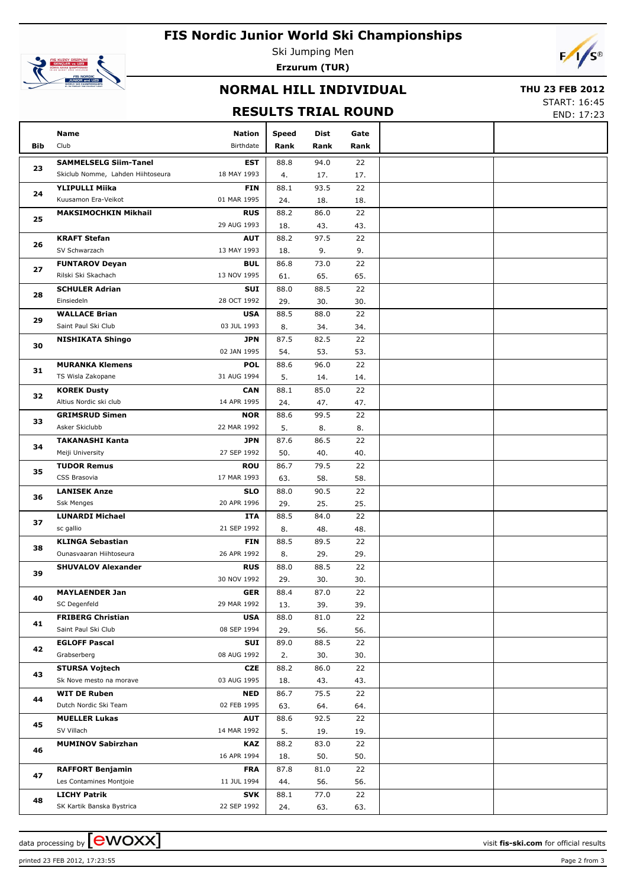# FIS Nordic Junior World Ski Championships

Ski Jumping Men

**Erzurum (TUR)**

## NORMAL HILL INDIVIDUAL

**THU 23 FEB 2012**

START: 16:45
END: 17:23

## RESULTS TRIAL ROUND

| Bib | Name / Club | Nation / Birthdate | Speed / Rank | Dist / Rank | Gate / Rank |
|---|---|---|---|---|---|
| 23 | **SAMMELSELG Siim-Tanel** / Skiclub Nomme, Lahden Hiihtoseura | **EST** / 18 MAY 1993 | 88.8 / 4. | 94.0 / 17. | 22 / 17. |
| 24 | **YLIPULLI Miika** / Kuusamon Era-Veikot | **FIN** / 01 MAR 1995 | 88.1 / 24. | 93.5 / 18. | 22 / 18. |
| 25 | **MAKSIMOCHKIN Mikhail** | **RUS** / 29 AUG 1993 | 88.2 / 18. | 86.0 / 43. | 22 / 43. |
| 26 | **KRAFT Stefan** / SV Schwarzach | **AUT** / 13 MAY 1993 | 88.2 / 18. | 97.5 / 9. | 22 / 9. |
| 27 | **FUNTAROV Deyan** / Rilski Ski Skachach | **BUL** / 13 NOV 1995 | 86.8 / 61. | 73.0 / 65. | 22 / 65. |
| 28 | **SCHULER Adrian** / Einsiedeln | **SUI** / 28 OCT 1992 | 88.0 / 29. | 88.5 / 30. | 22 / 30. |
| 29 | **WALLACE Brian** / Saint Paul Ski Club | **USA** / 03 JUL 1993 | 88.5 / 8. | 88.0 / 34. | 22 / 34. |
| 30 | **NISHIKATA Shingo** | **JPN** / 02 JAN 1995 | 87.5 / 54. | 82.5 / 53. | 22 / 53. |
| 31 | **MURANKA Klemens** / TS Wisla Zakopane | **POL** / 31 AUG 1994 | 88.6 / 5. | 96.0 / 14. | 22 / 14. |
| 32 | **KOREK Dusty** / Altius Nordic ski club | **CAN** / 14 APR 1995 | 88.1 / 24. | 85.0 / 47. | 22 / 47. |
| 33 | **GRIMSRUD Simen** / Asker Skiclubb | **NOR** / 22 MAR 1992 | 88.6 / 5. | 99.5 / 8. | 22 / 8. |
| 34 | **TAKANASHI Kanta** / Meiji University | **JPN** / 27 SEP 1992 | 87.6 / 50. | 86.5 / 40. | 22 / 40. |
| 35 | **TUDOR Remus** / CSS Brasovia | **ROU** / 17 MAR 1993 | 86.7 / 63. | 79.5 / 58. | 22 / 58. |
| 36 | **LANISEK Anze** / Ssk Menges | **SLO** / 20 APR 1996 | 88.0 / 29. | 90.5 / 25. | 22 / 25. |
| 37 | **LUNARDI Michael** / sc gallio | **ITA** / 21 SEP 1992 | 88.5 / 8. | 84.0 / 48. | 22 / 48. |
| 38 | **KLINGA Sebastian** / Ounasvaaran Hiihtoseura | **FIN** / 26 APR 1992 | 88.5 / 8. | 89.5 / 29. | 22 / 29. |
| 39 | **SHUVALOV Alexander** | **RUS** / 30 NOV 1992 | 88.0 / 29. | 88.5 / 30. | 22 / 30. |
| 40 | **MAYLAENDER Jan** / SC Degenfeld | **GER** / 29 MAR 1992 | 88.4 / 13. | 87.0 / 39. | 22 / 39. |
| 41 | **FRIBERG Christian** / Saint Paul Ski Club | **USA** / 08 SEP 1994 | 88.0 / 29. | 81.0 / 56. | 22 / 56. |
| 42 | **EGLOFF Pascal** / Grabserberg | **SUI** / 08 AUG 1992 | 89.0 / 2. | 88.5 / 30. | 22 / 30. |
| 43 | **STURSA Vojtech** / Sk Nove mesto na morave | **CZE** / 03 AUG 1995 | 88.2 / 18. | 86.0 / 43. | 22 / 43. |
| 44 | **WIT DE Ruben** / Dutch Nordic Ski Team | **NED** / 02 FEB 1995 | 86.7 / 63. | 75.5 / 64. | 22 / 64. |
| 45 | **MUELLER Lukas** / SV Villach | **AUT** / 14 MAR 1992 | 88.6 / 5. | 92.5 / 19. | 22 / 19. |
| 46 | **MUMINOV Sabirzhan** | **KAZ** / 16 APR 1994 | 88.2 / 18. | 83.0 / 50. | 22 / 50. |
| 47 | **RAFFORT Benjamin** / Les Contamines Montjoie | **FRA** / 11 JUL 1994 | 87.8 / 44. | 81.0 / 56. | 22 / 56. |
| 48 | **LICHY Patrik** / SK Kartik Banska Bystrica | **SVK** / 22 SEP 1992 | 88.1 / 24. | 77.0 / 63. | 22 / 63. |

data processing by ewoxx — visit fis-ski.com for official results

printed 23 FEB 2012, 17:23:55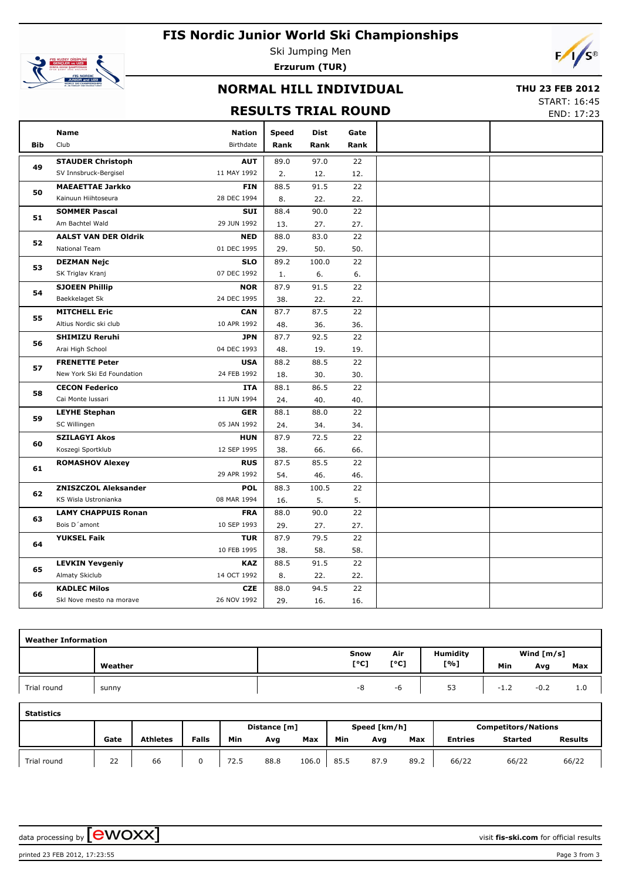# FIS Nordic Junior World Ski Championships

Ski Jumping Men

**Erzurum (TUR)**

## NORMAL HILL INDIVIDUAL

**THU 23 FEB 2012**

START: 16:45

END: 17:23

## RESULTS TRIAL ROUND

| Bib | Name / Club | Nation / Birthdate | Speed / Rank | Dist / Rank | Gate / Rank |
|---|---|---|---|---|---|
| 49 | **STAUDER Christoph** / SV Innsbruck-Bergisel | **AUT** / 11 MAY 1992 | 89.0 / 2. | 97.0 / 12. | 22 / 12. |
| 50 | **MAEAETTAE Jarkko** / Kainuun Hiihtoseura | **FIN** / 28 DEC 1994 | 88.5 / 8. | 91.5 / 22. | 22 / 22. |
| 51 | **SOMMER Pascal** / Am Bachtel Wald | **SUI** / 29 JUN 1992 | 88.4 / 13. | 90.0 / 27. | 22 / 27. |
| 52 | **AALST VAN DER Oldrik** / National Team | **NED** / 01 DEC 1995 | 88.0 / 29. | 83.0 / 50. | 22 / 50. |
| 53 | **DEZMAN Nejc** / SK Triglav Kranj | **SLO** / 07 DEC 1992 | 89.2 / 1. | 100.0 / 6. | 22 / 6. |
| 54 | **SJOEEN Phillip** / Baekkelaget Sk | **NOR** / 24 DEC 1995 | 87.9 / 38. | 91.5 / 22. | 22 / 22. |
| 55 | **MITCHELL Eric** / Altius Nordic ski club | **CAN** / 10 APR 1992 | 87.7 / 48. | 87.5 / 36. | 22 / 36. |
| 56 | **SHIMIZU Reruhi** / Arai High School | **JPN** / 04 DEC 1993 | 87.7 / 48. | 92.5 / 19. | 22 / 19. |
| 57 | **FRENETTE Peter** / New York Ski Ed Foundation | **USA** / 24 FEB 1992 | 88.2 / 18. | 88.5 / 30. | 22 / 30. |
| 58 | **CECON Federico** / Cai Monte Iussari | **ITA** / 11 JUN 1994 | 88.1 / 24. | 86.5 / 40. | 22 / 40. |
| 59 | **LEYHE Stephan** / SC Willingen | **GER** / 05 JAN 1992 | 88.1 / 24. | 88.0 / 34. | 22 / 34. |
| 60 | **SZILAGYI Akos** / Koszegi Sportklub | **HUN** / 12 SEP 1995 | 87.9 / 38. | 72.5 / 66. | 22 / 66. |
| 61 | **ROMASHOV Alexey** | **RUS** / 29 APR 1992 | 87.5 / 54. | 85.5 / 46. | 22 / 46. |
| 62 | **ZNISZCZOL Aleksander** / KS Wisla Ustronianka | **POL** / 08 MAR 1994 | 88.3 / 16. | 100.5 / 5. | 22 / 5. |
| 63 | **LAMY CHAPPUIS Ronan** / Bois D´amont | **FRA** / 10 SEP 1993 | 88.0 / 29. | 90.0 / 27. | 22 / 27. |
| 64 | **YUKSEL Faik** | **TUR** / 10 FEB 1995 | 87.9 / 38. | 79.5 / 58. | 22 / 58. |
| 65 | **LEVKIN Yevgeniy** / Almaty Skiclub | **KAZ** / 14 OCT 1992 | 88.5 / 8. | 91.5 / 22. | 22 / 22. |
| 66 | **KADLEC Milos** / Skl Nove mesto na morave | **CZE** / 26 NOV 1992 | 88.0 / 29. | 94.5 / 16. | 22 / 16. |

### Weather Information

| | Weather | Snow [°C] | Air [°C] | Humidity [%] | Wind [m/s] Min | Avg | Max |
|---|---|---|---|---|---|---|---|
| Trial round | sunny | -8 | -6 | 53 | -1.2 | -0.2 | 1.0 |

### Statistics

| | Gate | Athletes | Falls | Distance [m] | | | Speed [km/h] | | | Competitors/Nations | | |
|---|---|---|---|---|---|---|---|---|---|---|---|---|
| | | | | Min | Avg | Max | Min | Avg | Max | Entries | Started | Results |
| Trial round | 22 | 66 | 0 | 72.5 | 88.8 | 106.0 | 85.5 | 87.9 | 89.2 | 66/22 | 66/22 | 66/22 |

data processing by ewoxx — visit **fis-ski.com** for official results

printed 23 FEB 2012, 17:23:55